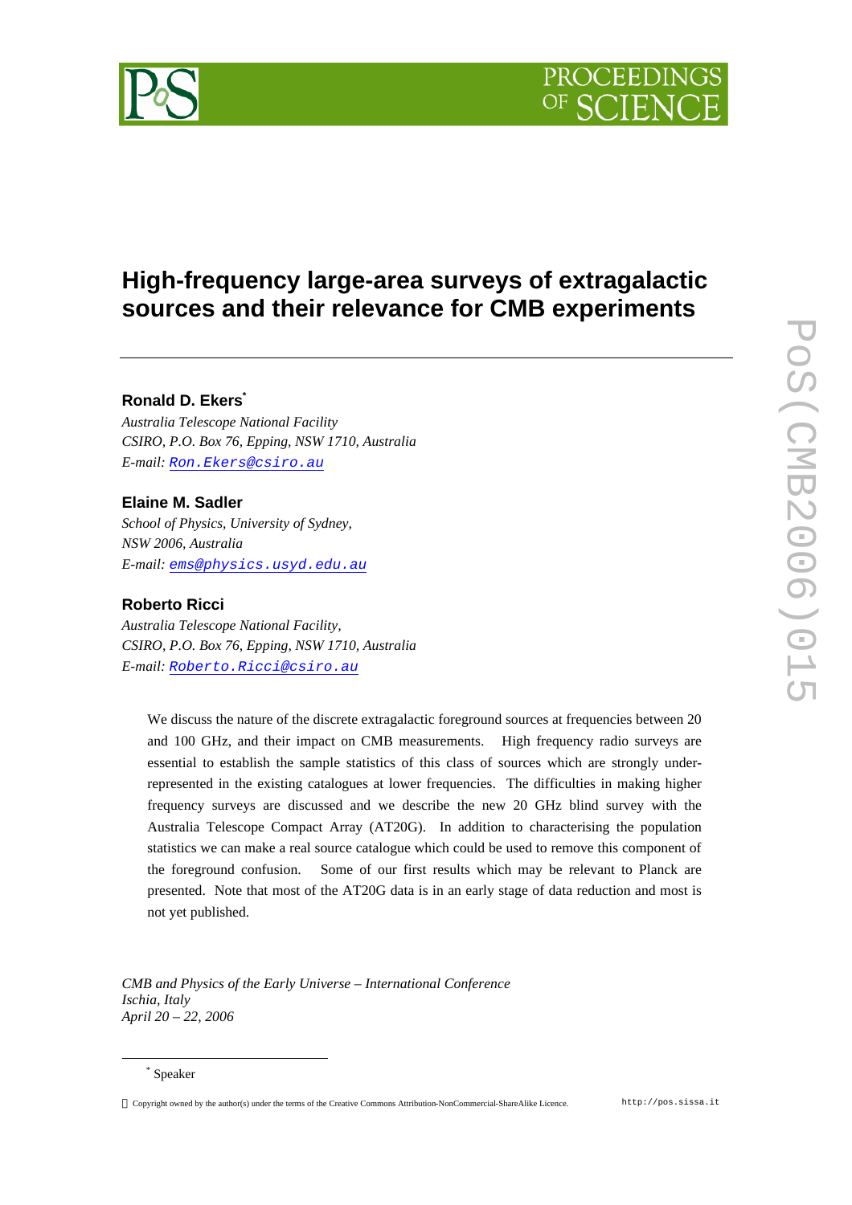# High-frequency large-area surveys of extragalactic sources and their relevance for CMB experiments

**Ronald D. Ekers***

*Australia Telescope National Facility*
*CSIRO, P.O. Box 76, Epping, NSW 1710, Australia*
*E-mail:* Ron.Ekers@csiro.au

**Elaine M. Sadler**

*School of Physics, University of Sydney,*
*NSW 2006, Australia*
*E-mail:* ems@physics.usyd.edu.au

**Roberto Ricci**

*Australia Telescope National Facility,*
*CSIRO, P.O. Box 76, Epping, NSW 1710, Australia*
*E-mail:* Roberto.Ricci@csiro.au

We discuss the nature of the discrete extragalactic foreground sources at frequencies between 20 and 100 GHz, and their impact on CMB measurements. High frequency radio surveys are essential to establish the sample statistics of this class of sources which are strongly under-represented in the existing catalogues at lower frequencies. The difficulties in making higher frequency surveys are discussed and we describe the new 20 GHz blind survey with the Australia Telescope Compact Array (AT20G). In addition to characterising the population statistics we can make a real source catalogue which could be used to remove this component of the foreground confusion. Some of our first results which may be relevant to Planck are presented. Note that most of the AT20G data is in an early stage of data reduction and most is not yet published.

*CMB and Physics of the Early Universe – International Conference*
*Ischia, Italy*
*April 20 – 22, 2006*

* Speaker

Copyright owned by the author(s) under the terms of the Creative Commons Attribution-NonCommercial-ShareAlike Licence.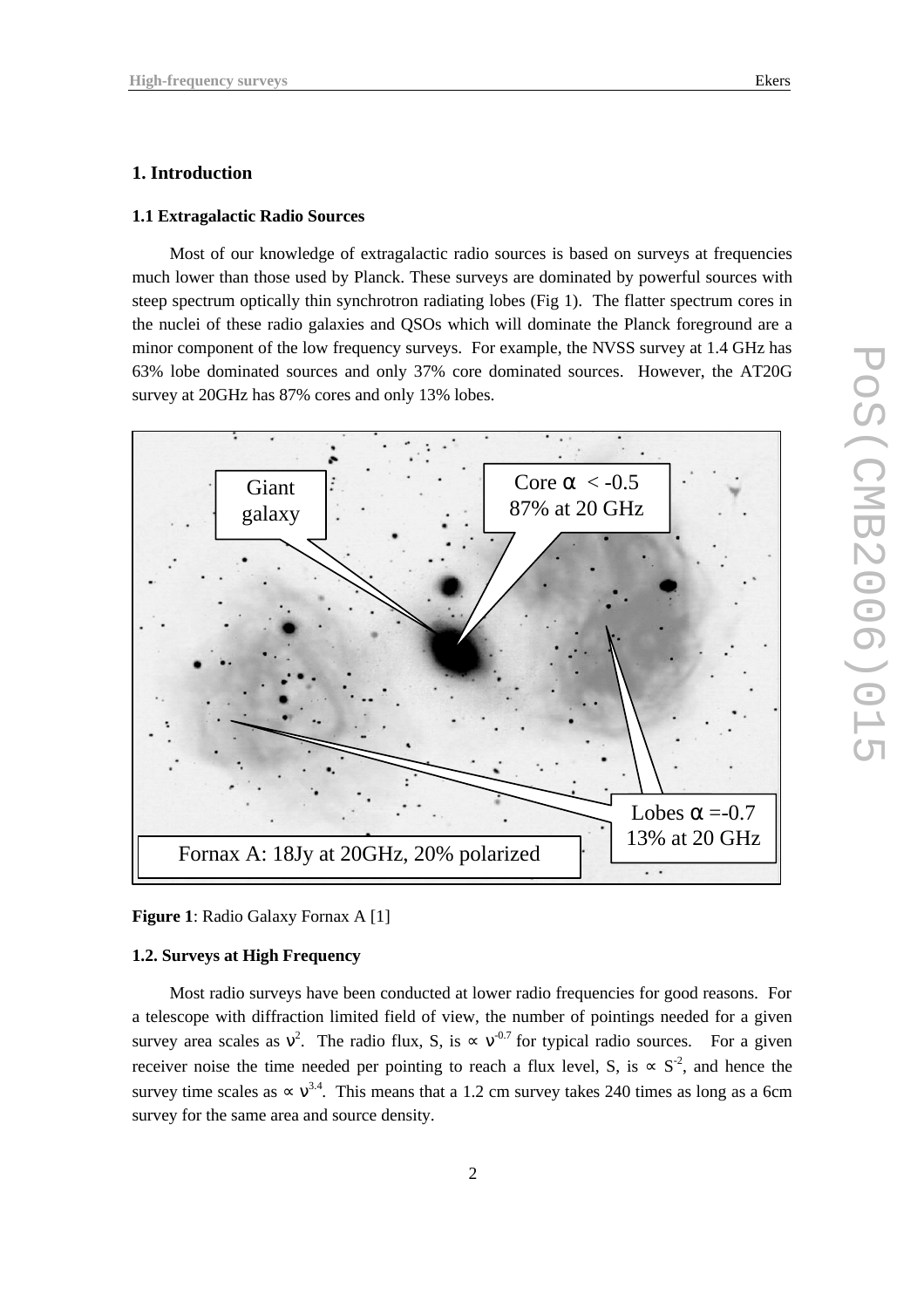# 1. Introduction

## 1.1 Extragalactic Radio Sources

Most of our knowledge of extragalactic radio sources is based on surveys at frequencies much lower than those used by Planck. These surveys are dominated by powerful sources with steep spectrum optically thin synchrotron radiating lobes (Fig 1). The flatter spectrum cores in the nuclei of these radio galaxies and QSOs which will dominate the Planck foreground are a minor component of the low frequency surveys. For example, the NVSS survey at 1.4 GHz has 63% lobe dominated sources and only 37% core dominated sources. However, the AT20G survey at 20GHz has 87% cores and only 13% lobes.

**Figure 1**: Radio Galaxy Fornax A [1]

## 1.2. Surveys at High Frequency

Most radio surveys have been conducted at lower radio frequencies for good reasons. For a telescope with diffraction limited field of view, the number of pointings needed for a given survey area scales as $\nu^2$. The radio flux, S, is $\propto \nu^{-0.7}$ for typical radio sources. For a given receiver noise the time needed per pointing to reach a flux level, S, is $\propto S^{-2}$, and hence the survey time scales as $\propto \nu^{3.4}$. This means that a 1.2 cm survey takes 240 times as long as a 6cm survey for the same area and source density.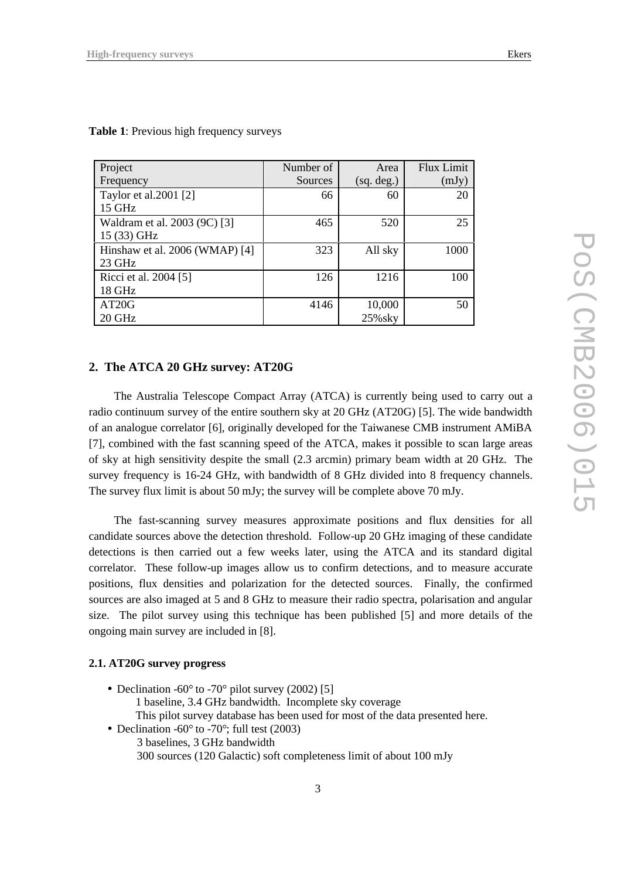**Table 1**: Previous high frequency surveys

| Project<br>Frequency | Number of Sources | Area (sq. deg.) | Flux Limit (mJy) |
|---|---|---|---|
| Taylor et al.2001 [2]<br>15 GHz | 66 | 60 | 20 |
| Waldram et al. 2003 (9C) [3]<br>15 (33) GHz | 465 | 520 | 25 |
| Hinshaw et al. 2006 (WMAP) [4]<br>23 GHz | 323 | All sky | 1000 |
| Ricci et al. 2004 [5]<br>18 GHz | 126 | 1216 | 100 |
| AT20G<br>20 GHz | 4146 | 10,000<br>25%sky | 50 |

## 2. The ATCA 20 GHz survey: AT20G

The Australia Telescope Compact Array (ATCA) is currently being used to carry out a radio continuum survey of the entire southern sky at 20 GHz (AT20G) [5]. The wide bandwidth of an analogue correlator [6], originally developed for the Taiwanese CMB instrument AMiBA [7], combined with the fast scanning speed of the ATCA, makes it possible to scan large areas of sky at high sensitivity despite the small (2.3 arcmin) primary beam width at 20 GHz. The survey frequency is 16-24 GHz, with bandwidth of 8 GHz divided into 8 frequency channels. The survey flux limit is about 50 mJy; the survey will be complete above 70 mJy.

The fast-scanning survey measures approximate positions and flux densities for all candidate sources above the detection threshold. Follow-up 20 GHz imaging of these candidate detections is then carried out a few weeks later, using the ATCA and its standard digital correlator. These follow-up images allow us to confirm detections, and to measure accurate positions, flux densities and polarization for the detected sources. Finally, the confirmed sources are also imaged at 5 and 8 GHz to measure their radio spectra, polarisation and angular size. The pilot survey using this technique has been published [5] and more details of the ongoing main survey are included in [8].

### 2.1. AT20G survey progress

- Declination -60° to -70° pilot survey (2002) [5]
  1 baseline, 3.4 GHz bandwidth. Incomplete sky coverage
  This pilot survey database has been used for most of the data presented here.
- Declination -60° to -70°; full test (2003)
  3 baselines, 3 GHz bandwidth
  300 sources (120 Galactic) soft completeness limit of about 100 mJy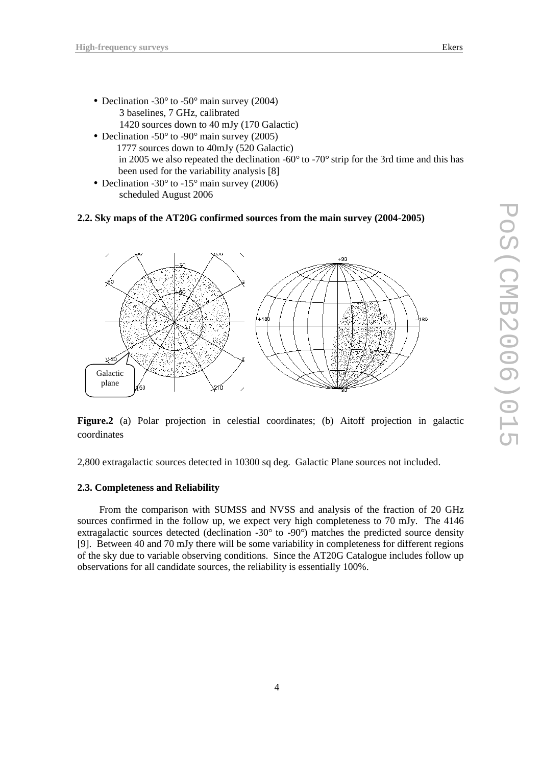- Declination -30° to -50° main survey (2004)
  - 3 baselines, 7 GHz, calibrated
  - 1420 sources down to 40 mJy (170 Galactic)
- Declination -50° to -90° main survey (2005)
  - 1777 sources down to 40mJy (520 Galactic)
  - in 2005 we also repeated the declination -60° to -70° strip for the 3rd time and this has been used for the variability analysis [8]
- Declination -30° to -15° main survey (2006)
  - scheduled August 2006

### 2.2. Sky maps of the AT20G confirmed sources from the main survey (2004-2005)

**Figure.2** (a) Polar projection in celestial coordinates; (b) Aitoff projection in galactic coordinates

2,800 extragalactic sources detected in 10300 sq deg. Galactic Plane sources not included.

### 2.3. Completeness and Reliability

From the comparison with SUMSS and NVSS and analysis of the fraction of 20 GHz sources confirmed in the follow up, we expect very high completeness to 70 mJy. The 4146 extragalactic sources detected (declination -30° to -90°) matches the predicted source density [9]. Between 40 and 70 mJy there will be some variability in completeness for different regions of the sky due to variable observing conditions. Since the AT20G Catalogue includes follow up observations for all candidate sources, the reliability is essentially 100%.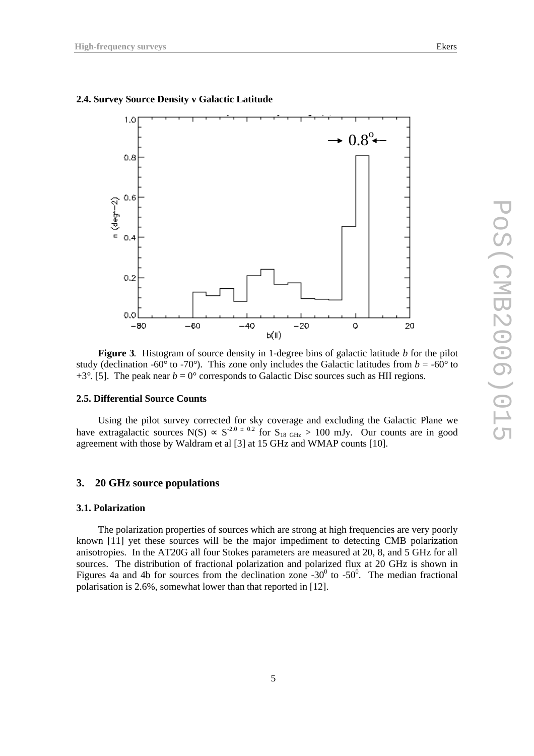### 2.4. Survey Source Density v Galactic Latitude

**Figure 3**. Histogram of source density in 1-degree bins of galactic latitude *b* for the pilot study (declination -60° to -70°). This zone only includes the Galactic latitudes from *b* = -60° to +3°. [5]. The peak near *b* = 0° corresponds to Galactic Disc sources such as HII regions.

### 2.5. Differential Source Counts

Using the pilot survey corrected for sky coverage and excluding the Galactic Plane we have extragalactic sources $N(S) \propto S^{-2.0 \pm 0.2}$ for $S_{18\ \mathrm{GHz}} > 100$ mJy. Our counts are in good agreement with those by Waldram et al [3] at 15 GHz and WMAP counts [10].

## 3. 20 GHz source populations

### 3.1. Polarization

The polarization properties of sources which are strong at high frequencies are very poorly known [11] yet these sources will be the major impediment to detecting CMB polarization anisotropies. In the AT20G all four Stokes parameters are measured at 20, 8, and 5 GHz for all sources. The distribution of fractional polarization and polarized flux at 20 GHz is shown in Figures 4a and 4b for sources from the declination zone $-30^0$ to $-50^0$. The median fractional polarisation is 2.6%, somewhat lower than that reported in [12].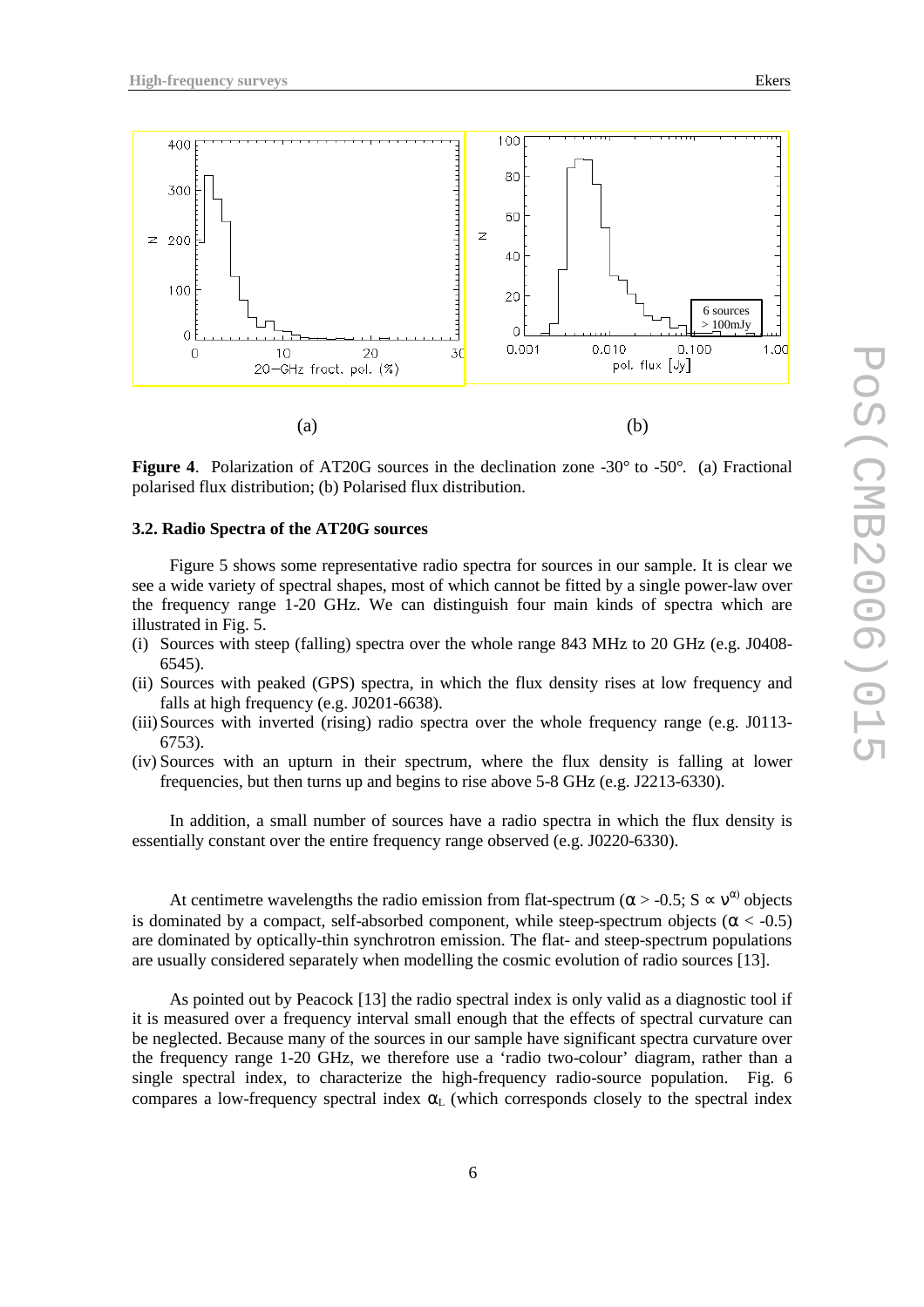(a) (b)

**Figure 4**. Polarization of AT20G sources in the declination zone -30° to -50°. (a) Fractional polarised flux distribution; (b) Polarised flux distribution.

### 3.2. Radio Spectra of the AT20G sources

Figure 5 shows some representative radio spectra for sources in our sample. It is clear we see a wide variety of spectral shapes, most of which cannot be fitted by a single power-law over the frequency range 1-20 GHz. We can distinguish four main kinds of spectra which are illustrated in Fig. 5.

(i) Sources with steep (falling) spectra over the whole range 843 MHz to 20 GHz (e.g. J0408-6545).
(ii) Sources with peaked (GPS) spectra, in which the flux density rises at low frequency and falls at high frequency (e.g. J0201-6638).
(iii) Sources with inverted (rising) radio spectra over the whole frequency range (e.g. J0113-6753).
(iv) Sources with an upturn in their spectrum, where the flux density is falling at lower frequencies, but then turns up and begins to rise above 5-8 GHz (e.g. J2213-6330).

In addition, a small number of sources have a radio spectra in which the flux density is essentially constant over the entire frequency range observed (e.g. J0220-6330).

At centimetre wavelengths the radio emission from flat-spectrum ($\alpha > -0.5$; $S \propto \nu^{\alpha}$) objects is dominated by a compact, self-absorbed component, while steep-spectrum objects ($\alpha < -0.5$) are dominated by optically-thin synchrotron emission. The flat- and steep-spectrum populations are usually considered separately when modelling the cosmic evolution of radio sources [13].

As pointed out by Peacock [13] the radio spectral index is only valid as a diagnostic tool if it is measured over a frequency interval small enough that the effects of spectral curvature can be neglected. Because many of the sources in our sample have significant spectra curvature over the frequency range 1-20 GHz, we therefore use a 'radio two-colour' diagram, rather than a single spectral index, to characterize the high-frequency radio-source population. Fig. 6 compares a low-frequency spectral index $\alpha_L$ (which corresponds closely to the spectral index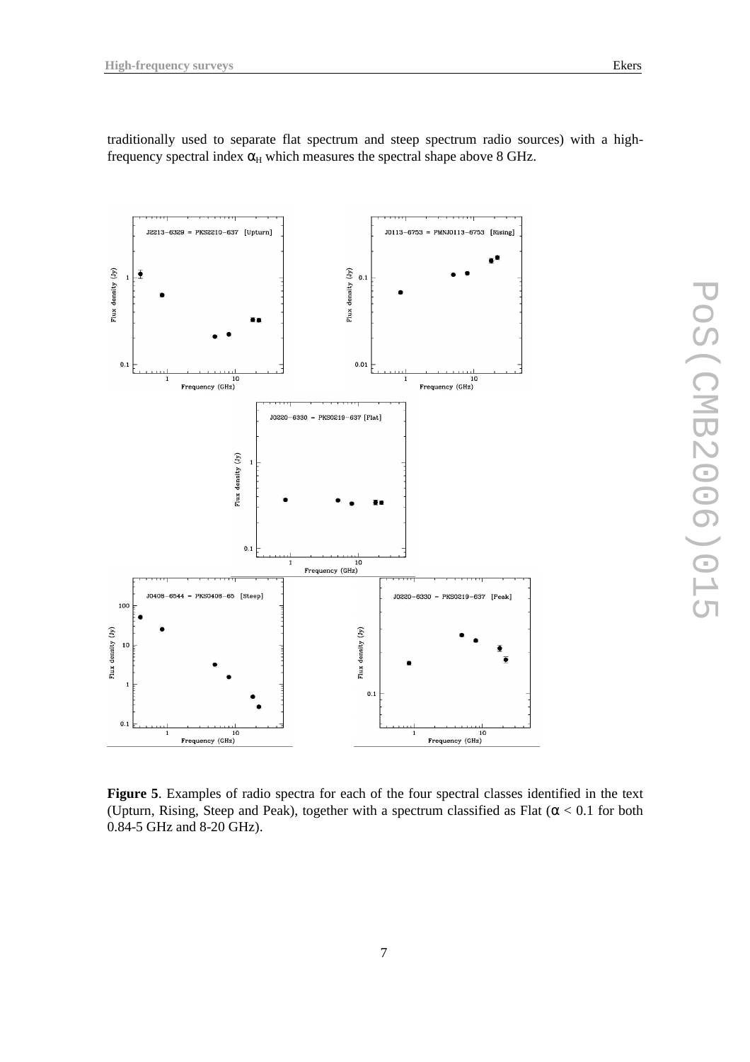traditionally used to separate flat spectrum and steep spectrum radio sources) with a high-frequency spectral index $\alpha_H$ which measures the spectral shape above 8 GHz.

**Figure 5**. Examples of radio spectra for each of the four spectral classes identified in the text (Upturn, Rising, Steep and Peak), together with a spectrum classified as Flat ($\alpha < 0.1$ for both 0.84-5 GHz and 8-20 GHz).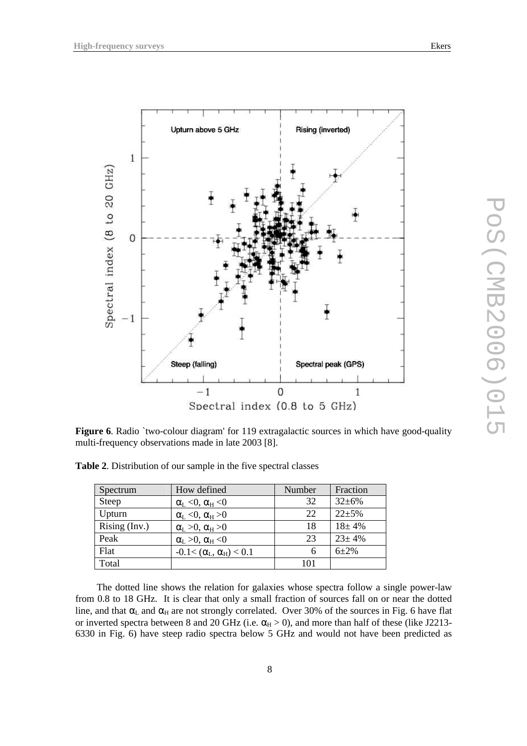**Figure 6**. Radio `two-colour diagram' for 119 extragalactic sources in which have good-quality multi-frequency observations made in late 2003 [8].

**Table 2**. Distribution of our sample in the five spectral classes

| Spectrum | How defined | Number | Fraction |
|---|---|---|---|
| Steep | $\alpha_L < 0$, $\alpha_H < 0$ | 32 | 32±6% |
| Upturn | $\alpha_L < 0$, $\alpha_H > 0$ | 22 | 22±5% |
| Rising (Inv.) | $\alpha_L > 0$, $\alpha_H > 0$ | 18 | 18± 4% |
| Peak | $\alpha_L > 0$, $\alpha_H < 0$ | 23 | 23± 4% |
| Flat | $-0.1 < (\alpha_L, \alpha_H) < 0.1$ | 6 | 6±2% |
| Total | | 101 | |

The dotted line shows the relation for galaxies whose spectra follow a single power-law from 0.8 to 18 GHz. It is clear that only a small fraction of sources fall on or near the dotted line, and that $\alpha_L$ and $\alpha_H$ are not strongly correlated. Over 30% of the sources in Fig. 6 have flat or inverted spectra between 8 and 20 GHz (i.e. $\alpha_H > 0$), and more than half of these (like J2213-6330 in Fig. 6) have steep radio spectra below 5 GHz and would not have been predicted as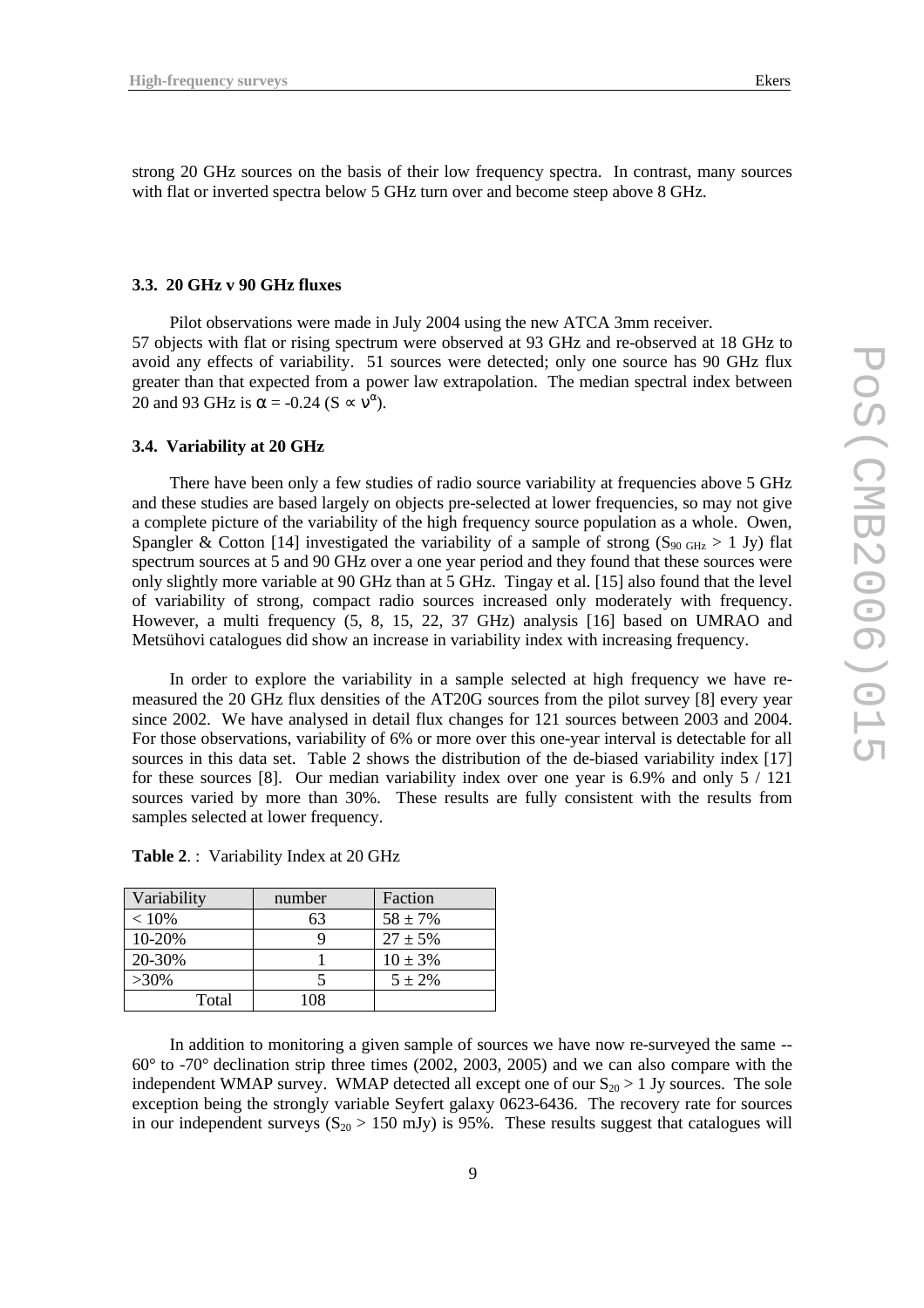strong 20 GHz sources on the basis of their low frequency spectra. In contrast, many sources with flat or inverted spectra below 5 GHz turn over and become steep above 8 GHz.

### 3.3. 20 GHz v 90 GHz fluxes

Pilot observations were made in July 2004 using the new ATCA 3mm receiver. 57 objects with flat or rising spectrum were observed at 93 GHz and re-observed at 18 GHz to avoid any effects of variability. 51 sources were detected; only one source has 90 GHz flux greater than that expected from a power law extrapolation. The median spectral index between 20 and 93 GHz is $\alpha = -0.24$ ($S \propto \nu^{\alpha}$).

### 3.4. Variability at 20 GHz

There have been only a few studies of radio source variability at frequencies above 5 GHz and these studies are based largely on objects pre-selected at lower frequencies, so may not give a complete picture of the variability of the high frequency source population as a whole. Owen, Spangler & Cotton [14] investigated the variability of a sample of strong ($S_{90\ \mathrm{GHz}} > 1$ Jy) flat spectrum sources at 5 and 90 GHz over a one year period and they found that these sources were only slightly more variable at 90 GHz than at 5 GHz. Tingay et al. [15] also found that the level of variability of strong, compact radio sources increased only moderately with frequency. However, a multi frequency (5, 8, 15, 22, 37 GHz) analysis [16] based on UMRAO and Metsühovi catalogues did show an increase in variability index with increasing frequency.

In order to explore the variability in a sample selected at high frequency we have re-measured the 20 GHz flux densities of the AT20G sources from the pilot survey [8] every year since 2002. We have analysed in detail flux changes for 121 sources between 2003 and 2004. For those observations, variability of 6% or more over this one-year interval is detectable for all sources in this data set. Table 2 shows the distribution of the de-biased variability index [17] for these sources [8]. Our median variability index over one year is 6.9% and only 5 / 121 sources varied by more than 30%. These results are fully consistent with the results from samples selected at lower frequency.

**Table 2**. : Variability Index at 20 GHz

| Variability | number | Faction |
|---|---|---|
| < 10% | 63 | 58 ± 7% |
| 10-20% | 9 | 27 ± 5% |
| 20-30% | 1 | 10 ± 3% |
| >30% | 5 | 5 ± 2% |
| Total | 108 | |

In addition to monitoring a given sample of sources we have now re-surveyed the same -- 60° to -70° declination strip three times (2002, 2003, 2005) and we can also compare with the independent WMAP survey. WMAP detected all except one of our $S_{20} > 1$ Jy sources. The sole exception being the strongly variable Seyfert galaxy 0623-6436. The recovery rate for sources in our independent surveys ($S_{20} > 150$ mJy) is 95%. These results suggest that catalogues will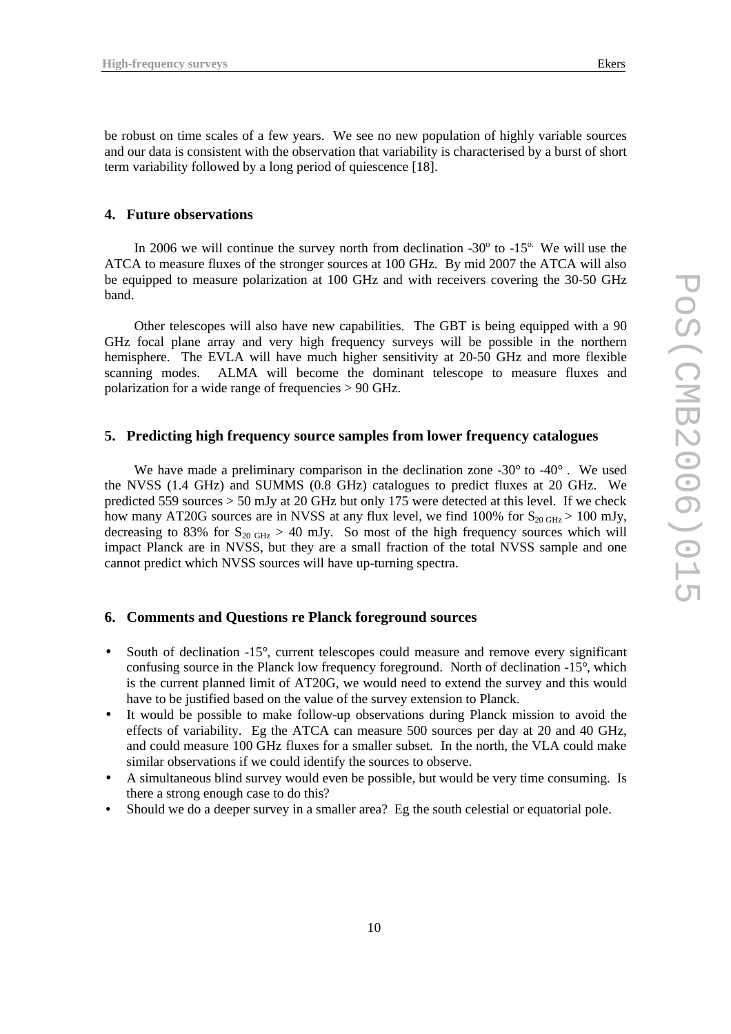be robust on time scales of a few years. We see no new population of highly variable sources and our data is consistent with the observation that variability is characterised by a burst of short term variability followed by a long period of quiescence [18].

## 4. Future observations

In 2006 we will continue the survey north from declination -30° to -15°. We will use the ATCA to measure fluxes of the stronger sources at 100 GHz. By mid 2007 the ATCA will also be equipped to measure polarization at 100 GHz and with receivers covering the 30-50 GHz band.

Other telescopes will also have new capabilities. The GBT is being equipped with a 90 GHz focal plane array and very high frequency surveys will be possible in the northern hemisphere. The EVLA will have much higher sensitivity at 20-50 GHz and more flexible scanning modes. ALMA will become the dominant telescope to measure fluxes and polarization for a wide range of frequencies > 90 GHz.

## 5. Predicting high frequency source samples from lower frequency catalogues

We have made a preliminary comparison in the declination zone -30° to -40°. We used the NVSS (1.4 GHz) and SUMMS (0.8 GHz) catalogues to predict fluxes at 20 GHz. We predicted 559 sources > 50 mJy at 20 GHz but only 175 were detected at this level. If we check how many AT20G sources are in NVSS at any flux level, we find 100% for $S_{20\ GHz} > 100$ mJy, decreasing to 83% for $S_{20\ GHz} > 40$ mJy. So most of the high frequency sources which will impact Planck are in NVSS, but they are a small fraction of the total NVSS sample and one cannot predict which NVSS sources will have up-turning spectra.

## 6. Comments and Questions re Planck foreground sources

- South of declination -15°, current telescopes could measure and remove every significant confusing source in the Planck low frequency foreground. North of declination -15°, which is the current planned limit of AT20G, we would need to extend the survey and this would have to be justified based on the value of the survey extension to Planck.
- It would be possible to make follow-up observations during Planck mission to avoid the effects of variability. Eg the ATCA can measure 500 sources per day at 20 and 40 GHz, and could measure 100 GHz fluxes for a smaller subset. In the north, the VLA could make similar observations if we could identify the sources to observe.
- A simultaneous blind survey would even be possible, but would be very time consuming. Is there a strong enough case to do this?
- Should we do a deeper survey in a smaller area? Eg the south celestial or equatorial pole.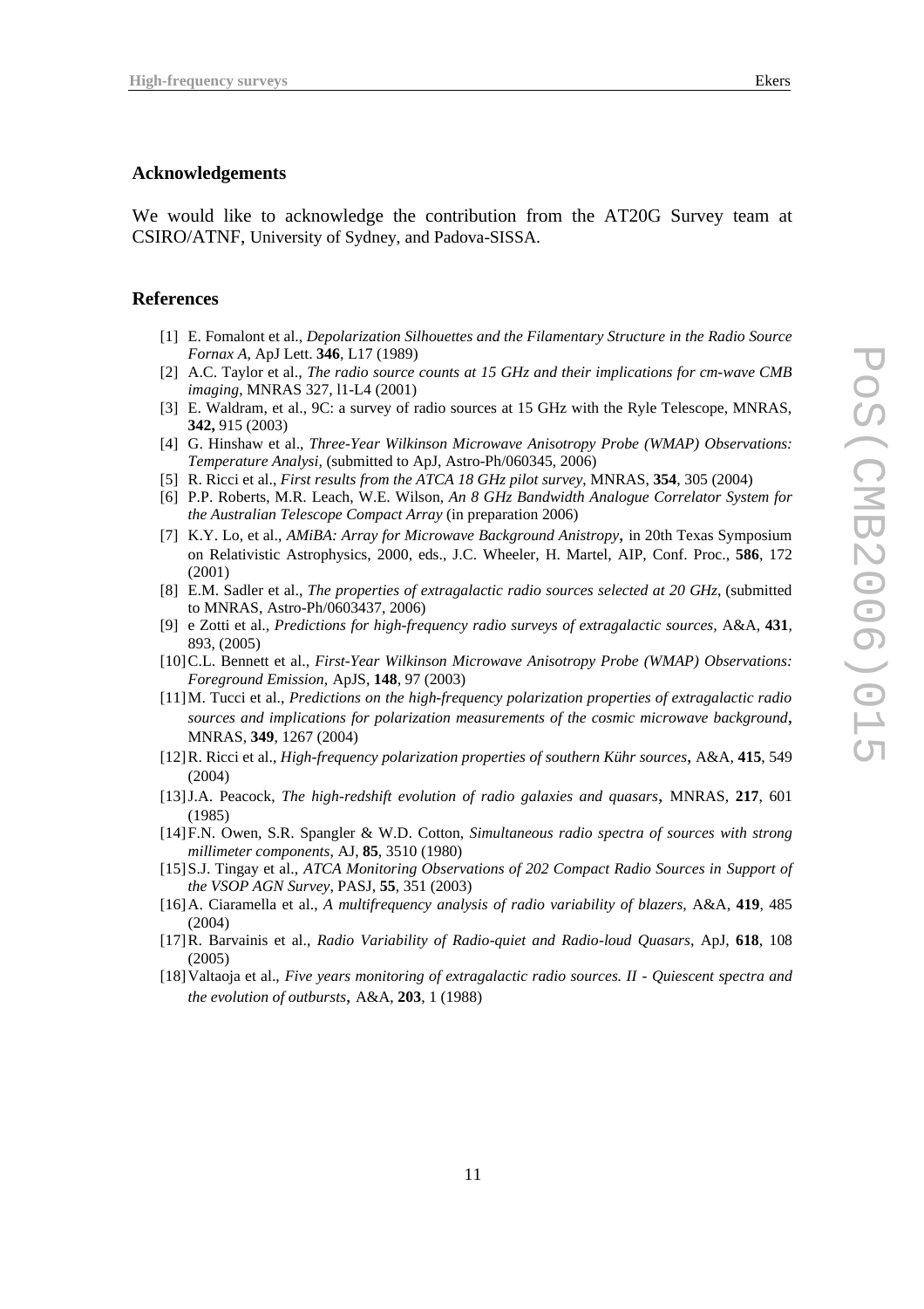## Acknowledgements

We would like to acknowledge the contribution from the AT20G Survey team at CSIRO/ATNF, University of Sydney, and Padova-SISSA.

## References

[1] E. Fomalont et al., *Depolarization Silhouettes and the Filamentary Structure in the Radio Source Fornax A*, ApJ Lett. **346**, L17 (1989)

[2] A.C. Taylor et al., *The radio source counts at 15 GHz and their implications for cm-wave CMB imaging*, MNRAS 327, l1-L4 (2001)

[3] E. Waldram, et al., 9C: a survey of radio sources at 15 GHz with the Ryle Telescope, MNRAS, **342,** 915 (2003)

[4] G. Hinshaw et al., *Three-Year Wilkinson Microwave Anisotropy Probe (WMAP) Observations: Temperature Analysis*, (submitted to ApJ, Astro-Ph/060345, 2006)

[5] R. Ricci et al., *First results from the ATCA 18 GHz pilot survey*, MNRAS, **354**, 305 (2004)

[6] P.P. Roberts, M.R. Leach, W.E. Wilson, *An 8 GHz Bandwidth Analogue Correlator System for the Australian Telescope Compact Array* (in preparation 2006)

[7] K.Y. Lo, et al., *AMiBA: Array for Microwave Background Anistropy***,** in 20th Texas Symposium on Relativistic Astrophysics, 2000, eds., J.C. Wheeler, H. Martel, AIP, Conf. Proc., **586**, 172 (2001)

[8] E.M. Sadler et al., *The properties of extragalactic radio sources selected at 20 GHz*, (submitted to MNRAS, Astro-Ph/0603437, 2006)

[9] e Zotti et al., *Predictions for high-frequency radio surveys of extragalactic sources,* A&A, **431**, 893, (2005)

[10] C.L. Bennett et al., *First-Year Wilkinson Microwave Anisotropy Probe (WMAP) Observations: Foreground Emission,* ApJS, **148**, 97 (2003)

[11] M. Tucci et al., *Predictions on the high-frequency polarization properties of extragalactic radio sources and implications for polarization measurements of the cosmic microwave background***,** MNRAS, **349**, 1267 (2004)

[12] R. Ricci et al., *High-frequency polarization properties of southern Kühr sources***,** A&A, **415**, 549 (2004)

[13] J.A. Peacock, *The high-redshift evolution of radio galaxies and quasars***,** MNRAS, **217**, 601 (1985)

[14] F.N. Owen, S.R. Spangler & W.D. Cotton, *Simultaneous radio spectra of sources with strong millimeter components*, AJ, **85**, 3510 (1980)

[15] S.J. Tingay et al., *ATCA Monitoring Observations of 202 Compact Radio Sources in Support of the VSOP AGN Survey*, PASJ, **55**, 351 (2003)

[16] A. Ciaramella et al., *A multifrequency analysis of radio variability of blazers*, A&A, **419**, 485 (2004)

[17] R. Barvainis et al., *Radio Variability of Radio-quiet and Radio-loud Quasars*, ApJ, **618**, 108 (2005)

[18] Valtaoja et al., *Five years monitoring of extragalactic radio sources. II - Quiescent spectra and the evolution of outbursts***,** A&A, **203**, 1 (1988)